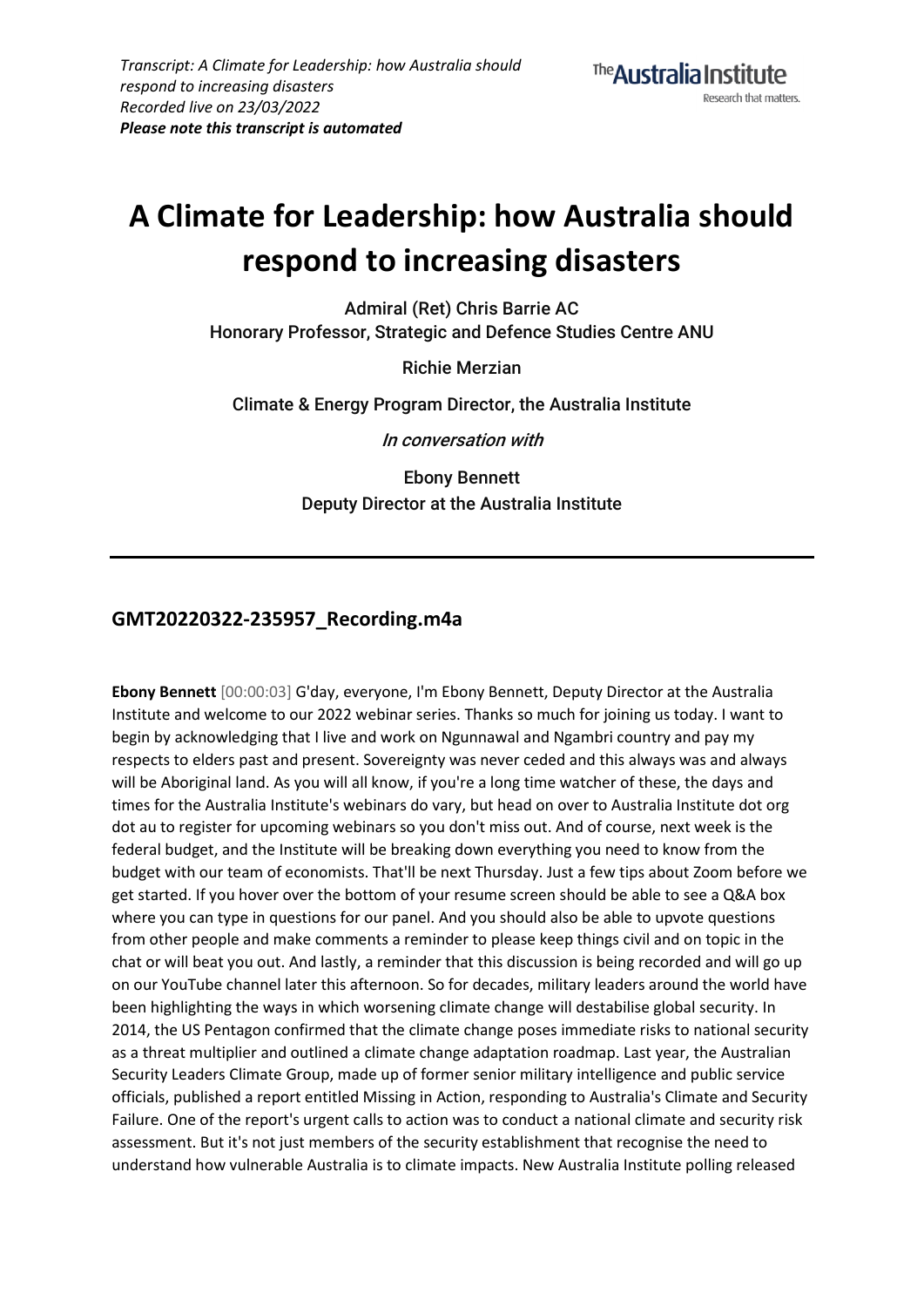*Transcript: A Climate for Leadership: how Australia should respond to increasing disasters*
*Recorded live on 23/03/2022*
***Please note this transcript is automated***

# A Climate for Leadership: how Australia should respond to increasing disasters

Admiral (Ret) Chris Barrie AC
Honorary Professor, Strategic and Defence Studies Centre ANU

Richie Merzian

Climate & Energy Program Director, the Australia Institute

*In conversation with*

Ebony Bennett
Deputy Director at the Australia Institute

---

## GMT20220322-235957_Recording.m4a

**Ebony Bennett** [00:00:03] G'day, everyone, I'm Ebony Bennett, Deputy Director at the Australia Institute and welcome to our 2022 webinar series. Thanks so much for joining us today. I want to begin by acknowledging that I live and work on Ngunnawal and Ngambri country and pay my respects to elders past and present. Sovereignty was never ceded and this always was and always will be Aboriginal land. As you will all know, if you're a long time watcher of these, the days and times for the Australia Institute's webinars do vary, but head on over to Australia Institute dot org dot au to register for upcoming webinars so you don't miss out. And of course, next week is the federal budget, and the Institute will be breaking down everything you need to know from the budget with our team of economists. That'll be next Thursday. Just a few tips about Zoom before we get started. If you hover over the bottom of your resume screen should be able to see a Q&A box where you can type in questions for our panel. And you should also be able to upvote questions from other people and make comments a reminder to please keep things civil and on topic in the chat or will beat you out. And lastly, a reminder that this discussion is being recorded and will go up on our YouTube channel later this afternoon. So for decades, military leaders around the world have been highlighting the ways in which worsening climate change will destabilise global security. In 2014, the US Pentagon confirmed that the climate change poses immediate risks to national security as a threat multiplier and outlined a climate change adaptation roadmap. Last year, the Australian Security Leaders Climate Group, made up of former senior military intelligence and public service officials, published a report entitled Missing in Action, responding to Australia's Climate and Security Failure. One of the report's urgent calls to action was to conduct a national climate and security risk assessment. But it's not just members of the security establishment that recognise the need to understand how vulnerable Australia is to climate impacts. New Australia Institute polling released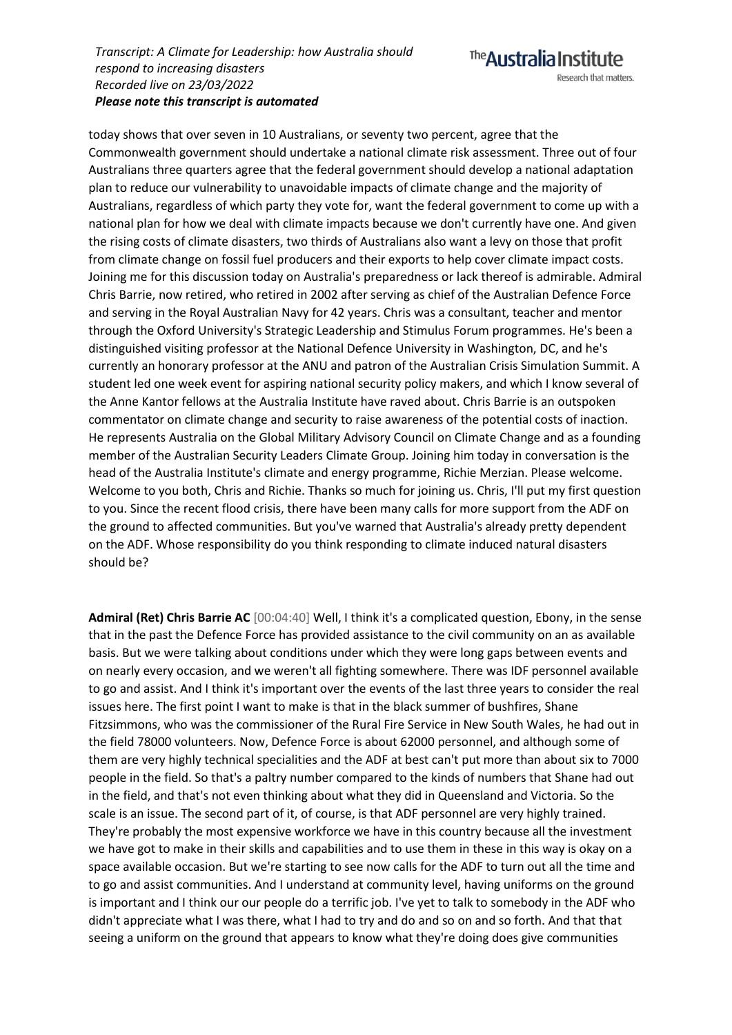today shows that over seven in 10 Australians, or seventy two percent, agree that the Commonwealth government should undertake a national climate risk assessment. Three out of four Australians three quarters agree that the federal government should develop a national adaptation plan to reduce our vulnerability to unavoidable impacts of climate change and the majority of Australians, regardless of which party they vote for, want the federal government to come up with a national plan for how we deal with climate impacts because we don't currently have one. And given the rising costs of climate disasters, two thirds of Australians also want a levy on those that profit from climate change on fossil fuel producers and their exports to help cover climate impact costs. Joining me for this discussion today on Australia's preparedness or lack thereof is admirable. Admiral Chris Barrie, now retired, who retired in 2002 after serving as chief of the Australian Defence Force and serving in the Royal Australian Navy for 42 years. Chris was a consultant, teacher and mentor through the Oxford University's Strategic Leadership and Stimulus Forum programmes. He's been a distinguished visiting professor at the National Defence University in Washington, DC, and he's currently an honorary professor at the ANU and patron of the Australian Crisis Simulation Summit. A student led one week event for aspiring national security policy makers, and which I know several of the Anne Kantor fellows at the Australia Institute have raved about. Chris Barrie is an outspoken commentator on climate change and security to raise awareness of the potential costs of inaction. He represents Australia on the Global Military Advisory Council on Climate Change and as a founding member of the Australian Security Leaders Climate Group. Joining him today in conversation is the head of the Australia Institute's climate and energy programme, Richie Merzian. Please welcome. Welcome to you both, Chris and Richie. Thanks so much for joining us. Chris, I'll put my first question to you. Since the recent flood crisis, there have been many calls for more support from the ADF on the ground to affected communities. But you've warned that Australia's already pretty dependent on the ADF. Whose responsibility do you think responding to climate induced natural disasters should be?

**Admiral (Ret) Chris Barrie AC** [00:04:40] Well, I think it's a complicated question, Ebony, in the sense that in the past the Defence Force has provided assistance to the civil community on an as available basis. But we were talking about conditions under which they were long gaps between events and on nearly every occasion, and we weren't all fighting somewhere. There was IDF personnel available to go and assist. And I think it's important over the events of the last three years to consider the real issues here. The first point I want to make is that in the black summer of bushfires, Shane Fitzsimmons, who was the commissioner of the Rural Fire Service in New South Wales, he had out in the field 78000 volunteers. Now, Defence Force is about 62000 personnel, and although some of them are very highly technical specialities and the ADF at best can't put more than about six to 7000 people in the field. So that's a paltry number compared to the kinds of numbers that Shane had out in the field, and that's not even thinking about what they did in Queensland and Victoria. So the scale is an issue. The second part of it, of course, is that ADF personnel are very highly trained. They're probably the most expensive workforce we have in this country because all the investment we have got to make in their skills and capabilities and to use them in these in this way is okay on a space available occasion. But we're starting to see now calls for the ADF to turn out all the time and to go and assist communities. And I understand at community level, having uniforms on the ground is important and I think our our people do a terrific job. I've yet to talk to somebody in the ADF who didn't appreciate what I was there, what I had to try and do and so on and so forth. And that that seeing a uniform on the ground that appears to know what they're doing does give communities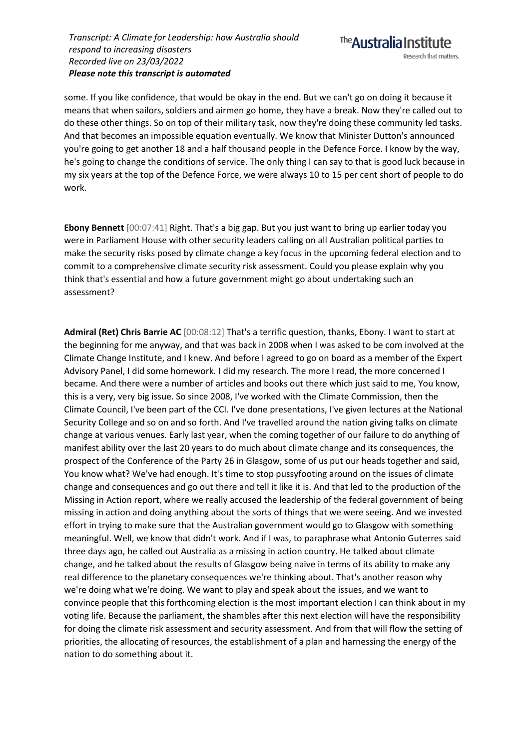some. If you like confidence, that would be okay in the end. But we can't go on doing it because it means that when sailors, soldiers and airmen go home, they have a break. Now they're called out to do these other things. So on top of their military task, now they're doing these community led tasks. And that becomes an impossible equation eventually. We know that Minister Dutton's announced you're going to get another 18 and a half thousand people in the Defence Force. I know by the way, he's going to change the conditions of service. The only thing I can say to that is good luck because in my six years at the top of the Defence Force, we were always 10 to 15 per cent short of people to do work.

**Ebony Bennett** [00:07:41] Right. That's a big gap. But you just want to bring up earlier today you were in Parliament House with other security leaders calling on all Australian political parties to make the security risks posed by climate change a key focus in the upcoming federal election and to commit to a comprehensive climate security risk assessment. Could you please explain why you think that's essential and how a future government might go about undertaking such an assessment?

**Admiral (Ret) Chris Barrie AC** [00:08:12] That's a terrific question, thanks, Ebony. I want to start at the beginning for me anyway, and that was back in 2008 when I was asked to be com involved at the Climate Change Institute, and I knew. And before I agreed to go on board as a member of the Expert Advisory Panel, I did some homework. I did my research. The more I read, the more concerned I became. And there were a number of articles and books out there which just said to me, You know, this is a very, very big issue. So since 2008, I've worked with the Climate Commission, then the Climate Council, I've been part of the CCI. I've done presentations, I've given lectures at the National Security College and so on and so forth. And I've travelled around the nation giving talks on climate change at various venues. Early last year, when the coming together of our failure to do anything of manifest ability over the last 20 years to do much about climate change and its consequences, the prospect of the Conference of the Party 26 in Glasgow, some of us put our heads together and said, You know what? We've had enough. It's time to stop pussyfooting around on the issues of climate change and consequences and go out there and tell it like it is. And that led to the production of the Missing in Action report, where we really accused the leadership of the federal government of being missing in action and doing anything about the sorts of things that we were seeing. And we invested effort in trying to make sure that the Australian government would go to Glasgow with something meaningful. Well, we know that didn't work. And if I was, to paraphrase what Antonio Guterres said three days ago, he called out Australia as a missing in action country. He talked about climate change, and he talked about the results of Glasgow being naive in terms of its ability to make any real difference to the planetary consequences we're thinking about. That's another reason why we're doing what we're doing. We want to play and speak about the issues, and we want to convince people that this forthcoming election is the most important election I can think about in my voting life. Because the parliament, the shambles after this next election will have the responsibility for doing the climate risk assessment and security assessment. And from that will flow the setting of priorities, the allocating of resources, the establishment of a plan and harnessing the energy of the nation to do something about it.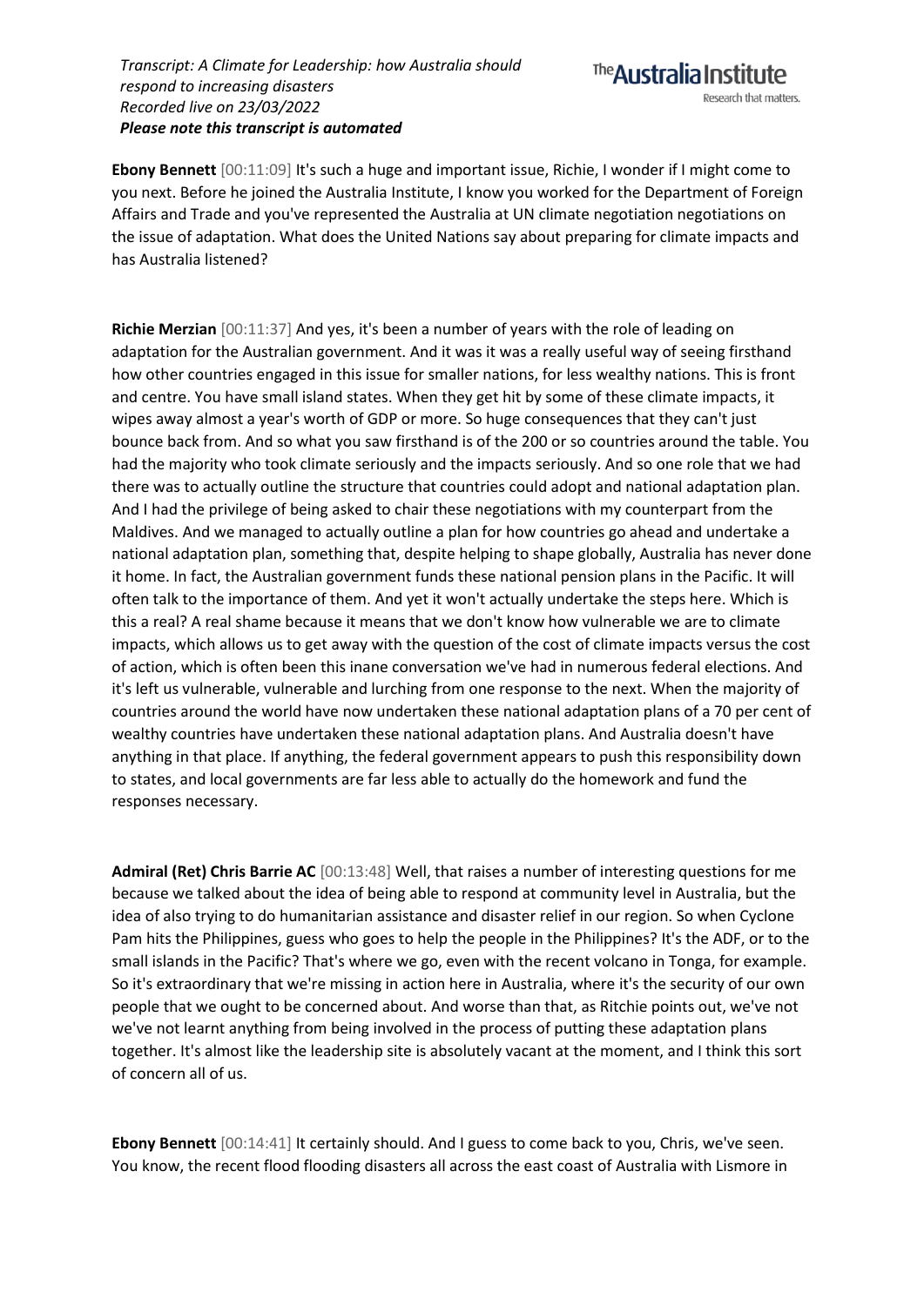**Ebony Bennett** [00:11:09] It's such a huge and important issue, Richie, I wonder if I might come to you next. Before he joined the Australia Institute, I know you worked for the Department of Foreign Affairs and Trade and you've represented the Australia at UN climate negotiation negotiations on the issue of adaptation. What does the United Nations say about preparing for climate impacts and has Australia listened?

**Richie Merzian** [00:11:37] And yes, it's been a number of years with the role of leading on adaptation for the Australian government. And it was it was a really useful way of seeing firsthand how other countries engaged in this issue for smaller nations, for less wealthy nations. This is front and centre. You have small island states. When they get hit by some of these climate impacts, it wipes away almost a year's worth of GDP or more. So huge consequences that they can't just bounce back from. And so what you saw firsthand is of the 200 or so countries around the table. You had the majority who took climate seriously and the impacts seriously. And so one role that we had there was to actually outline the structure that countries could adopt and national adaptation plan. And I had the privilege of being asked to chair these negotiations with my counterpart from the Maldives. And we managed to actually outline a plan for how countries go ahead and undertake a national adaptation plan, something that, despite helping to shape globally, Australia has never done it home. In fact, the Australian government funds these national pension plans in the Pacific. It will often talk to the importance of them. And yet it won't actually undertake the steps here. Which is this a real? A real shame because it means that we don't know how vulnerable we are to climate impacts, which allows us to get away with the question of the cost of climate impacts versus the cost of action, which is often been this inane conversation we've had in numerous federal elections. And it's left us vulnerable, vulnerable and lurching from one response to the next. When the majority of countries around the world have now undertaken these national adaptation plans of a 70 per cent of wealthy countries have undertaken these national adaptation plans. And Australia doesn't have anything in that place. If anything, the federal government appears to push this responsibility down to states, and local governments are far less able to actually do the homework and fund the responses necessary.

**Admiral (Ret) Chris Barrie AC** [00:13:48] Well, that raises a number of interesting questions for me because we talked about the idea of being able to respond at community level in Australia, but the idea of also trying to do humanitarian assistance and disaster relief in our region. So when Cyclone Pam hits the Philippines, guess who goes to help the people in the Philippines? It's the ADF, or to the small islands in the Pacific? That's where we go, even with the recent volcano in Tonga, for example. So it's extraordinary that we're missing in action here in Australia, where it's the security of our own people that we ought to be concerned about. And worse than that, as Ritchie points out, we've not we've not learnt anything from being involved in the process of putting these adaptation plans together. It's almost like the leadership site is absolutely vacant at the moment, and I think this sort of concern all of us.

**Ebony Bennett** [00:14:41] It certainly should. And I guess to come back to you, Chris, we've seen. You know, the recent flood flooding disasters all across the east coast of Australia with Lismore in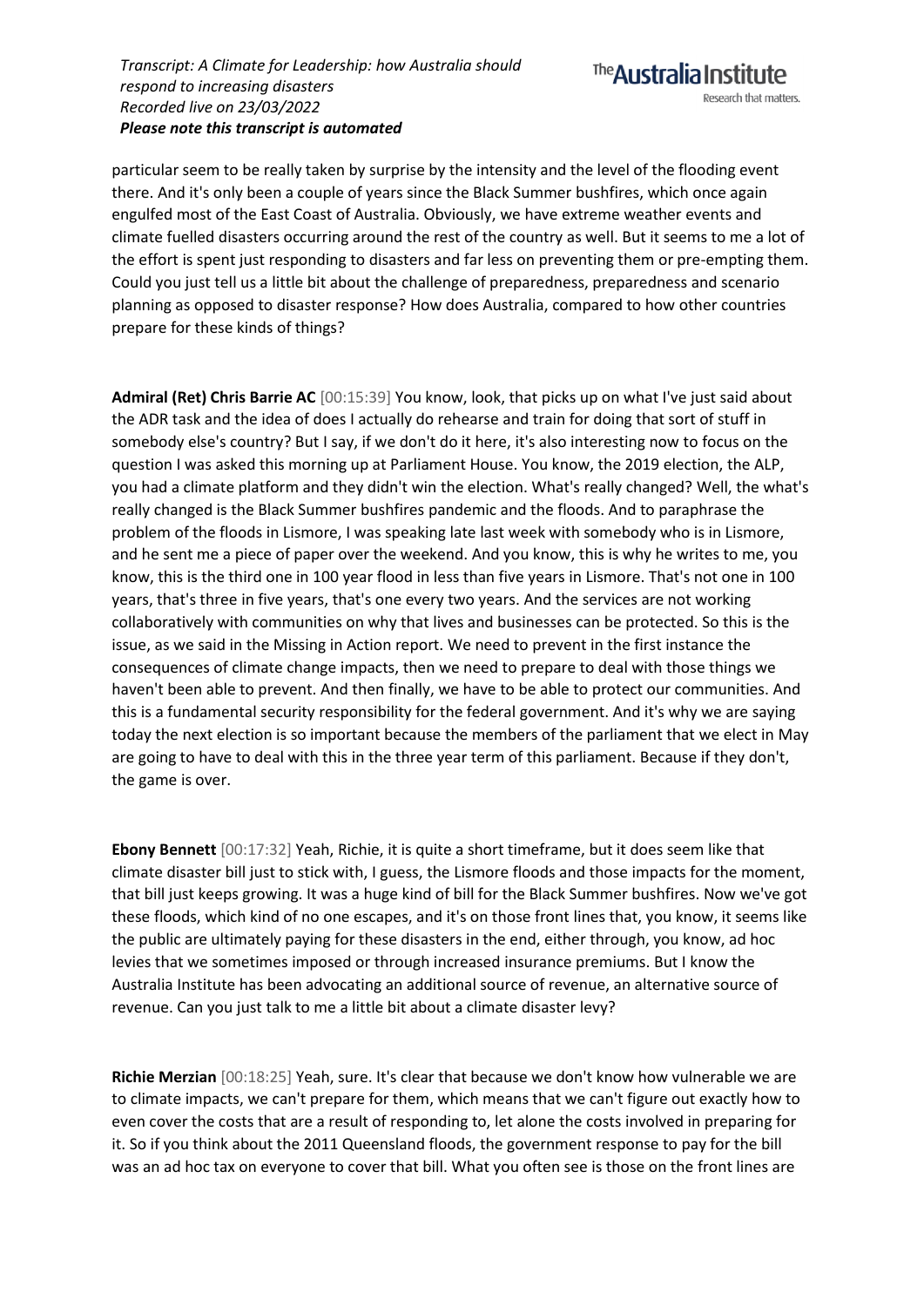particular seem to be really taken by surprise by the intensity and the level of the flooding event there. And it's only been a couple of years since the Black Summer bushfires, which once again engulfed most of the East Coast of Australia. Obviously, we have extreme weather events and climate fuelled disasters occurring around the rest of the country as well. But it seems to me a lot of the effort is spent just responding to disasters and far less on preventing them or pre-empting them. Could you just tell us a little bit about the challenge of preparedness, preparedness and scenario planning as opposed to disaster response? How does Australia, compared to how other countries prepare for these kinds of things?

**Admiral (Ret) Chris Barrie AC** [00:15:39] You know, look, that picks up on what I've just said about the ADR task and the idea of does I actually do rehearse and train for doing that sort of stuff in somebody else's country? But I say, if we don't do it here, it's also interesting now to focus on the question I was asked this morning up at Parliament House. You know, the 2019 election, the ALP, you had a climate platform and they didn't win the election. What's really changed? Well, the what's really changed is the Black Summer bushfires pandemic and the floods. And to paraphrase the problem of the floods in Lismore, I was speaking late last week with somebody who is in Lismore, and he sent me a piece of paper over the weekend. And you know, this is why he writes to me, you know, this is the third one in 100 year flood in less than five years in Lismore. That's not one in 100 years, that's three in five years, that's one every two years. And the services are not working collaboratively with communities on why that lives and businesses can be protected. So this is the issue, as we said in the Missing in Action report. We need to prevent in the first instance the consequences of climate change impacts, then we need to prepare to deal with those things we haven't been able to prevent. And then finally, we have to be able to protect our communities. And this is a fundamental security responsibility for the federal government. And it's why we are saying today the next election is so important because the members of the parliament that we elect in May are going to have to deal with this in the three year term of this parliament. Because if they don't, the game is over.

**Ebony Bennett** [00:17:32] Yeah, Richie, it is quite a short timeframe, but it does seem like that climate disaster bill just to stick with, I guess, the Lismore floods and those impacts for the moment, that bill just keeps growing. It was a huge kind of bill for the Black Summer bushfires. Now we've got these floods, which kind of no one escapes, and it's on those front lines that, you know, it seems like the public are ultimately paying for these disasters in the end, either through, you know, ad hoc levies that we sometimes imposed or through increased insurance premiums. But I know the Australia Institute has been advocating an additional source of revenue, an alternative source of revenue. Can you just talk to me a little bit about a climate disaster levy?

**Richie Merzian** [00:18:25] Yeah, sure. It's clear that because we don't know how vulnerable we are to climate impacts, we can't prepare for them, which means that we can't figure out exactly how to even cover the costs that are a result of responding to, let alone the costs involved in preparing for it. So if you think about the 2011 Queensland floods, the government response to pay for the bill was an ad hoc tax on everyone to cover that bill. What you often see is those on the front lines are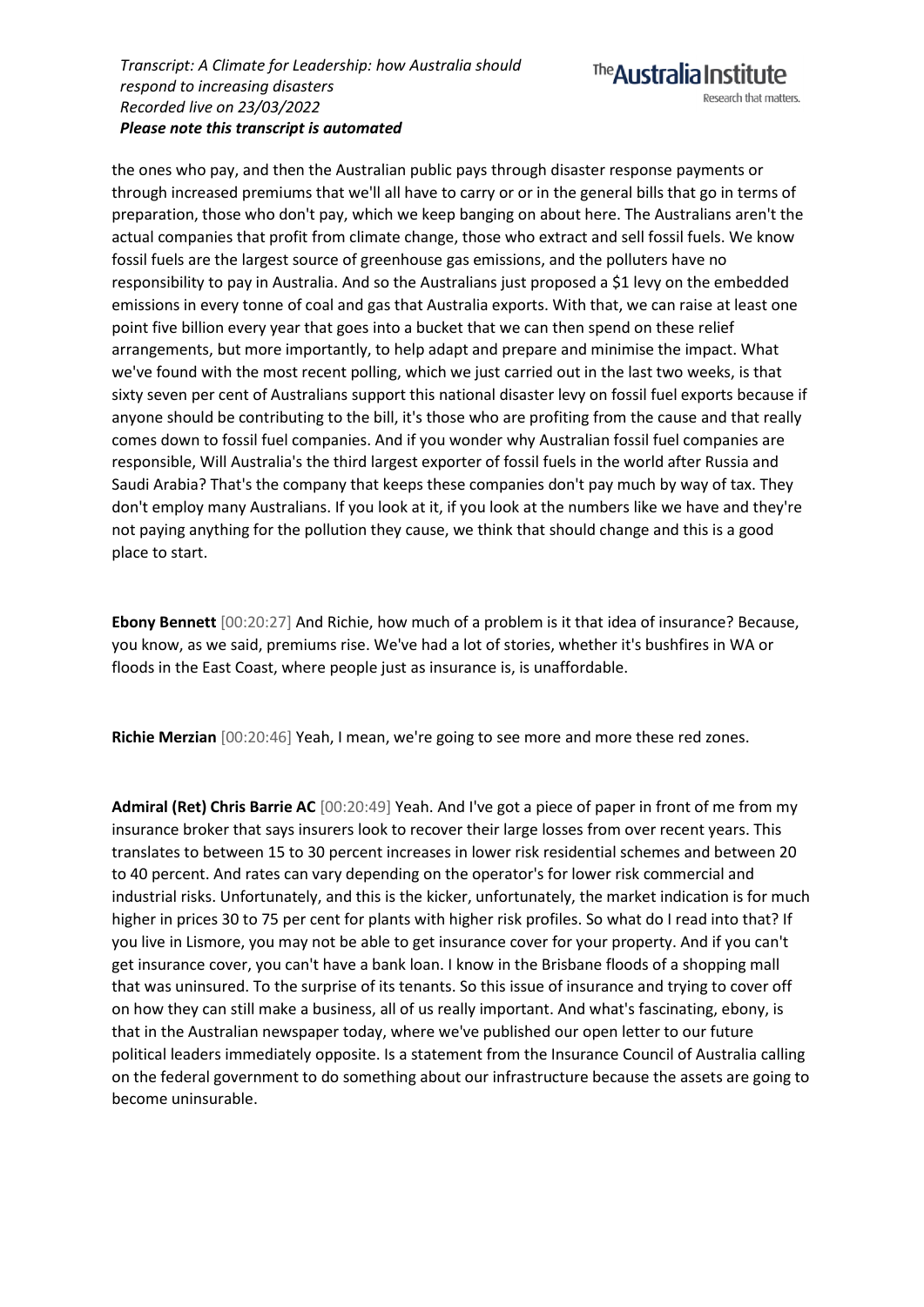the ones who pay, and then the Australian public pays through disaster response payments or through increased premiums that we'll all have to carry or or in the general bills that go in terms of preparation, those who don't pay, which we keep banging on about here. The Australians aren't the actual companies that profit from climate change, those who extract and sell fossil fuels. We know fossil fuels are the largest source of greenhouse gas emissions, and the polluters have no responsibility to pay in Australia. And so the Australians just proposed a $1 levy on the embedded emissions in every tonne of coal and gas that Australia exports. With that, we can raise at least one point five billion every year that goes into a bucket that we can then spend on these relief arrangements, but more importantly, to help adapt and prepare and minimise the impact. What we've found with the most recent polling, which we just carried out in the last two weeks, is that sixty seven per cent of Australians support this national disaster levy on fossil fuel exports because if anyone should be contributing to the bill, it's those who are profiting from the cause and that really comes down to fossil fuel companies. And if you wonder why Australian fossil fuel companies are responsible, Will Australia's the third largest exporter of fossil fuels in the world after Russia and Saudi Arabia? That's the company that keeps these companies don't pay much by way of tax. They don't employ many Australians. If you look at it, if you look at the numbers like we have and they're not paying anything for the pollution they cause, we think that should change and this is a good place to start.

**Ebony Bennett** [00:20:27] And Richie, how much of a problem is it that idea of insurance? Because, you know, as we said, premiums rise. We've had a lot of stories, whether it's bushfires in WA or floods in the East Coast, where people just as insurance is, is unaffordable.

**Richie Merzian** [00:20:46] Yeah, I mean, we're going to see more and more these red zones.

**Admiral (Ret) Chris Barrie AC** [00:20:49] Yeah. And I've got a piece of paper in front of me from my insurance broker that says insurers look to recover their large losses from over recent years. This translates to between 15 to 30 percent increases in lower risk residential schemes and between 20 to 40 percent. And rates can vary depending on the operator's for lower risk commercial and industrial risks. Unfortunately, and this is the kicker, unfortunately, the market indication is for much higher in prices 30 to 75 per cent for plants with higher risk profiles. So what do I read into that? If you live in Lismore, you may not be able to get insurance cover for your property. And if you can't get insurance cover, you can't have a bank loan. I know in the Brisbane floods of a shopping mall that was uninsured. To the surprise of its tenants. So this issue of insurance and trying to cover off on how they can still make a business, all of us really important. And what's fascinating, ebony, is that in the Australian newspaper today, where we've published our open letter to our future political leaders immediately opposite. Is a statement from the Insurance Council of Australia calling on the federal government to do something about our infrastructure because the assets are going to become uninsurable.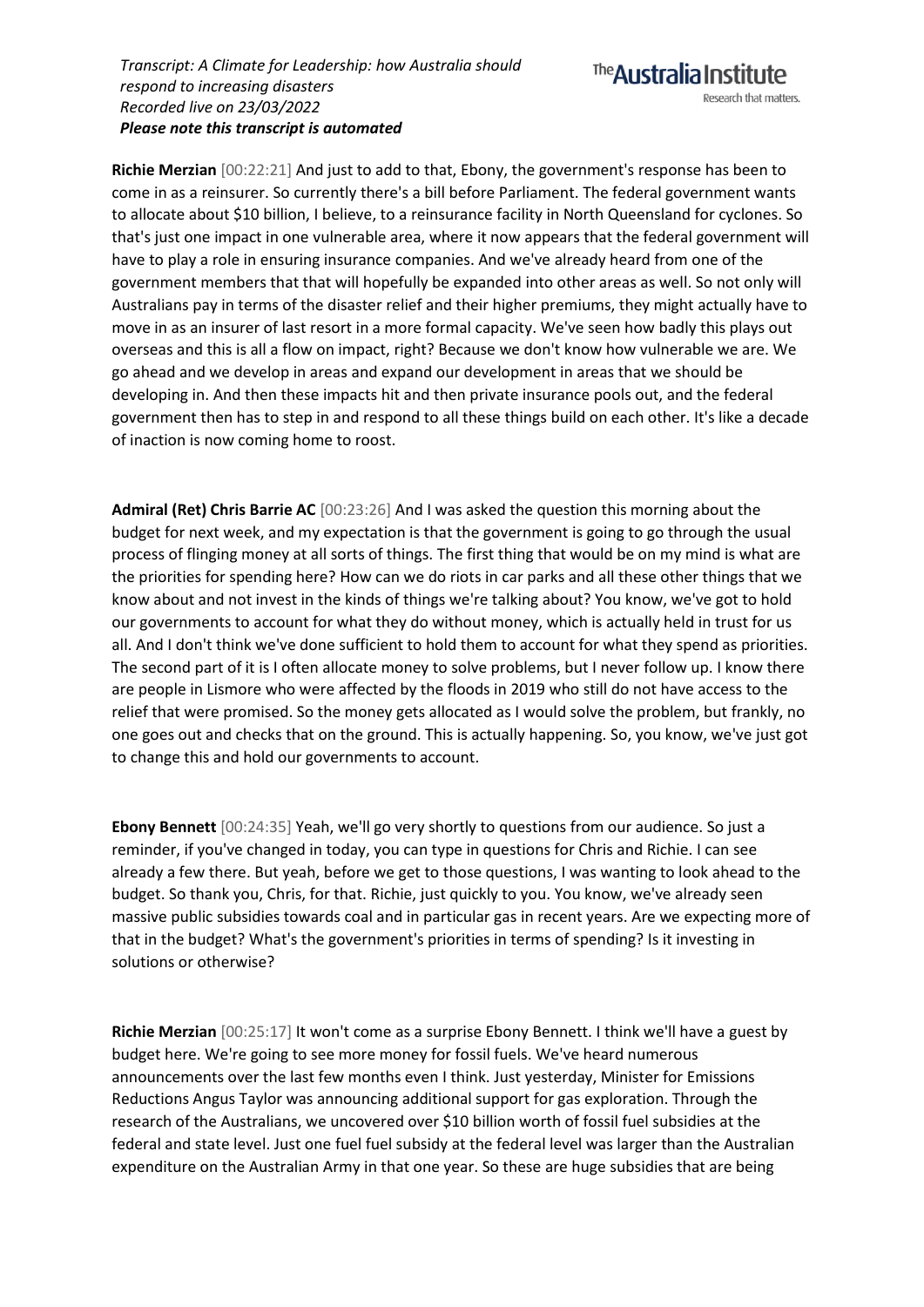**Richie Merzian** [00:22:21] And just to add to that, Ebony, the government's response has been to come in as a reinsurer. So currently there's a bill before Parliament. The federal government wants to allocate about $10 billion, I believe, to a reinsurance facility in North Queensland for cyclones. So that's just one impact in one vulnerable area, where it now appears that the federal government will have to play a role in ensuring insurance companies. And we've already heard from one of the government members that that will hopefully be expanded into other areas as well. So not only will Australians pay in terms of the disaster relief and their higher premiums, they might actually have to move in as an insurer of last resort in a more formal capacity. We've seen how badly this plays out overseas and this is all a flow on impact, right? Because we don't know how vulnerable we are. We go ahead and we develop in areas and expand our development in areas that we should be developing in. And then these impacts hit and then private insurance pools out, and the federal government then has to step in and respond to all these things build on each other. It's like a decade of inaction is now coming home to roost.

**Admiral (Ret) Chris Barrie AC** [00:23:26] And I was asked the question this morning about the budget for next week, and my expectation is that the government is going to go through the usual process of flinging money at all sorts of things. The first thing that would be on my mind is what are the priorities for spending here? How can we do riots in car parks and all these other things that we know about and not invest in the kinds of things we're talking about? You know, we've got to hold our governments to account for what they do without money, which is actually held in trust for us all. And I don't think we've done sufficient to hold them to account for what they spend as priorities. The second part of it is I often allocate money to solve problems, but I never follow up. I know there are people in Lismore who were affected by the floods in 2019 who still do not have access to the relief that were promised. So the money gets allocated as I would solve the problem, but frankly, no one goes out and checks that on the ground. This is actually happening. So, you know, we've just got to change this and hold our governments to account.

**Ebony Bennett** [00:24:35] Yeah, we'll go very shortly to questions from our audience. So just a reminder, if you've changed in today, you can type in questions for Chris and Richie. I can see already a few there. But yeah, before we get to those questions, I was wanting to look ahead to the budget. So thank you, Chris, for that. Richie, just quickly to you. You know, we've already seen massive public subsidies towards coal and in particular gas in recent years. Are we expecting more of that in the budget? What's the government's priorities in terms of spending? Is it investing in solutions or otherwise?

**Richie Merzian** [00:25:17] It won't come as a surprise Ebony Bennett. I think we'll have a guest by budget here. We're going to see more money for fossil fuels. We've heard numerous announcements over the last few months even I think. Just yesterday, Minister for Emissions Reductions Angus Taylor was announcing additional support for gas exploration. Through the research of the Australians, we uncovered over $10 billion worth of fossil fuel subsidies at the federal and state level. Just one fuel fuel subsidy at the federal level was larger than the Australian expenditure on the Australian Army in that one year. So these are huge subsidies that are being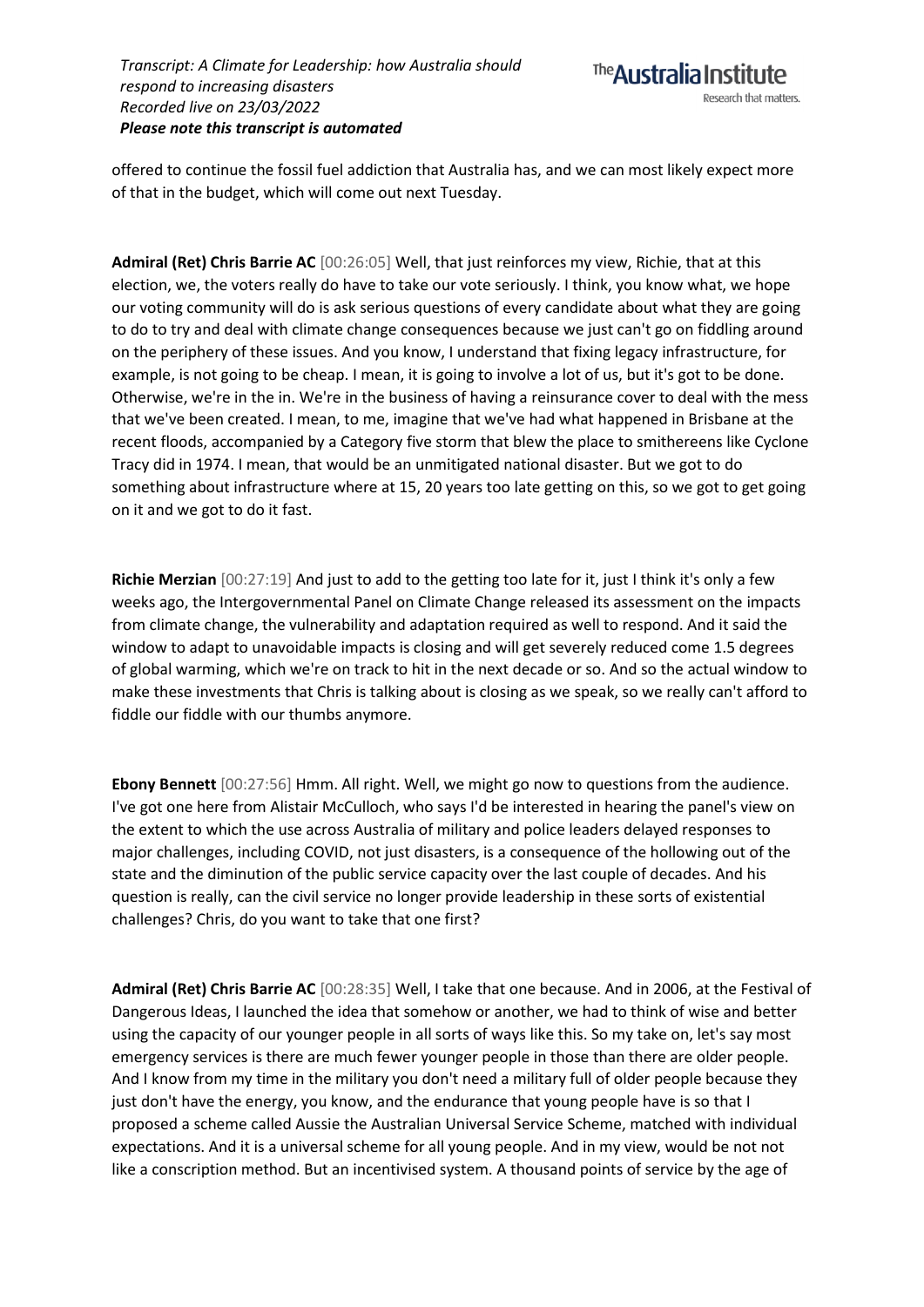offered to continue the fossil fuel addiction that Australia has, and we can most likely expect more of that in the budget, which will come out next Tuesday.

**Admiral (Ret) Chris Barrie AC** [00:26:05] Well, that just reinforces my view, Richie, that at this election, we, the voters really do have to take our vote seriously. I think, you know what, we hope our voting community will do is ask serious questions of every candidate about what they are going to do to try and deal with climate change consequences because we just can't go on fiddling around on the periphery of these issues. And you know, I understand that fixing legacy infrastructure, for example, is not going to be cheap. I mean, it is going to involve a lot of us, but it's got to be done. Otherwise, we're in the in. We're in the business of having a reinsurance cover to deal with the mess that we've been created. I mean, to me, imagine that we've had what happened in Brisbane at the recent floods, accompanied by a Category five storm that blew the place to smithereens like Cyclone Tracy did in 1974. I mean, that would be an unmitigated national disaster. But we got to do something about infrastructure where at 15, 20 years too late getting on this, so we got to get going on it and we got to do it fast.

**Richie Merzian** [00:27:19] And just to add to the getting too late for it, just I think it's only a few weeks ago, the Intergovernmental Panel on Climate Change released its assessment on the impacts from climate change, the vulnerability and adaptation required as well to respond. And it said the window to adapt to unavoidable impacts is closing and will get severely reduced come 1.5 degrees of global warming, which we're on track to hit in the next decade or so. And so the actual window to make these investments that Chris is talking about is closing as we speak, so we really can't afford to fiddle our fiddle with our thumbs anymore.

**Ebony Bennett** [00:27:56] Hmm. All right. Well, we might go now to questions from the audience. I've got one here from Alistair McCulloch, who says I'd be interested in hearing the panel's view on the extent to which the use across Australia of military and police leaders delayed responses to major challenges, including COVID, not just disasters, is a consequence of the hollowing out of the state and the diminution of the public service capacity over the last couple of decades. And his question is really, can the civil service no longer provide leadership in these sorts of existential challenges? Chris, do you want to take that one first?

**Admiral (Ret) Chris Barrie AC** [00:28:35] Well, I take that one because. And in 2006, at the Festival of Dangerous Ideas, I launched the idea that somehow or another, we had to think of wise and better using the capacity of our younger people in all sorts of ways like this. So my take on, let's say most emergency services is there are much fewer younger people in those than there are older people. And I know from my time in the military you don't need a military full of older people because they just don't have the energy, you know, and the endurance that young people have is so that I proposed a scheme called Aussie the Australian Universal Service Scheme, matched with individual expectations. And it is a universal scheme for all young people. And in my view, would be not not like a conscription method. But an incentivised system. A thousand points of service by the age of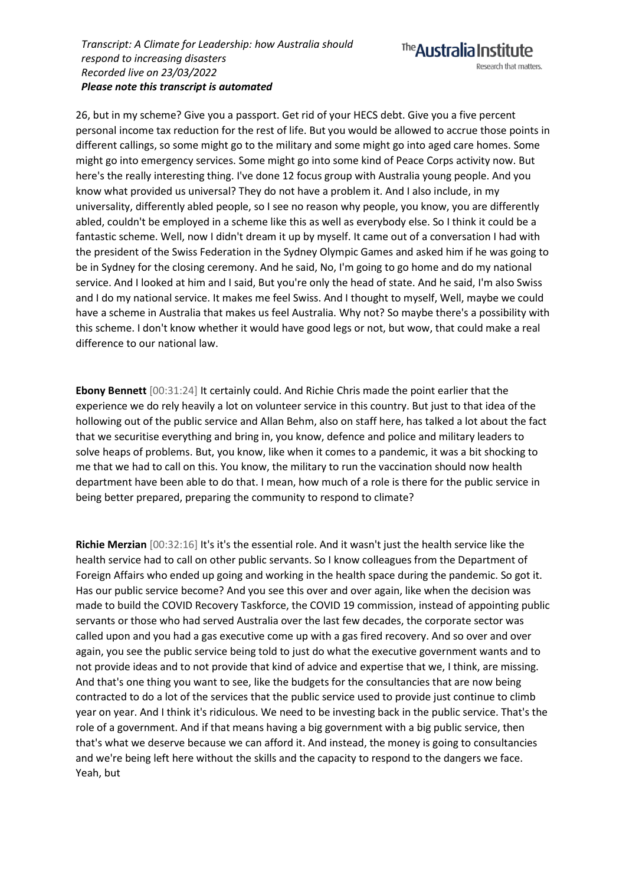26, but in my scheme? Give you a passport. Get rid of your HECS debt. Give you a five percent personal income tax reduction for the rest of life. But you would be allowed to accrue those points in different callings, so some might go to the military and some might go into aged care homes. Some might go into emergency services. Some might go into some kind of Peace Corps activity now. But here's the really interesting thing. I've done 12 focus group with Australia young people. And you know what provided us universal? They do not have a problem it. And I also include, in my universality, differently abled people, so I see no reason why people, you know, you are differently abled, couldn't be employed in a scheme like this as well as everybody else. So I think it could be a fantastic scheme. Well, now I didn't dream it up by myself. It came out of a conversation I had with the president of the Swiss Federation in the Sydney Olympic Games and asked him if he was going to be in Sydney for the closing ceremony. And he said, No, I'm going to go home and do my national service. And I looked at him and I said, But you're only the head of state. And he said, I'm also Swiss and I do my national service. It makes me feel Swiss. And I thought to myself, Well, maybe we could have a scheme in Australia that makes us feel Australia. Why not? So maybe there's a possibility with this scheme. I don't know whether it would have good legs or not, but wow, that could make a real difference to our national law.

**Ebony Bennett** [00:31:24] It certainly could. And Richie Chris made the point earlier that the experience we do rely heavily a lot on volunteer service in this country. But just to that idea of the hollowing out of the public service and Allan Behm, also on staff here, has talked a lot about the fact that we securitise everything and bring in, you know, defence and police and military leaders to solve heaps of problems. But, you know, like when it comes to a pandemic, it was a bit shocking to me that we had to call on this. You know, the military to run the vaccination should now health department have been able to do that. I mean, how much of a role is there for the public service in being better prepared, preparing the community to respond to climate?

**Richie Merzian** [00:32:16] It's it's the essential role. And it wasn't just the health service like the health service had to call on other public servants. So I know colleagues from the Department of Foreign Affairs who ended up going and working in the health space during the pandemic. So got it. Has our public service become? And you see this over and over again, like when the decision was made to build the COVID Recovery Taskforce, the COVID 19 commission, instead of appointing public servants or those who had served Australia over the last few decades, the corporate sector was called upon and you had a gas executive come up with a gas fired recovery. And so over and over again, you see the public service being told to just do what the executive government wants and to not provide ideas and to not provide that kind of advice and expertise that we, I think, are missing. And that's one thing you want to see, like the budgets for the consultancies that are now being contracted to do a lot of the services that the public service used to provide just continue to climb year on year. And I think it's ridiculous. We need to be investing back in the public service. That's the role of a government. And if that means having a big government with a big public service, then that's what we deserve because we can afford it. And instead, the money is going to consultancies and we're being left here without the skills and the capacity to respond to the dangers we face. Yeah, but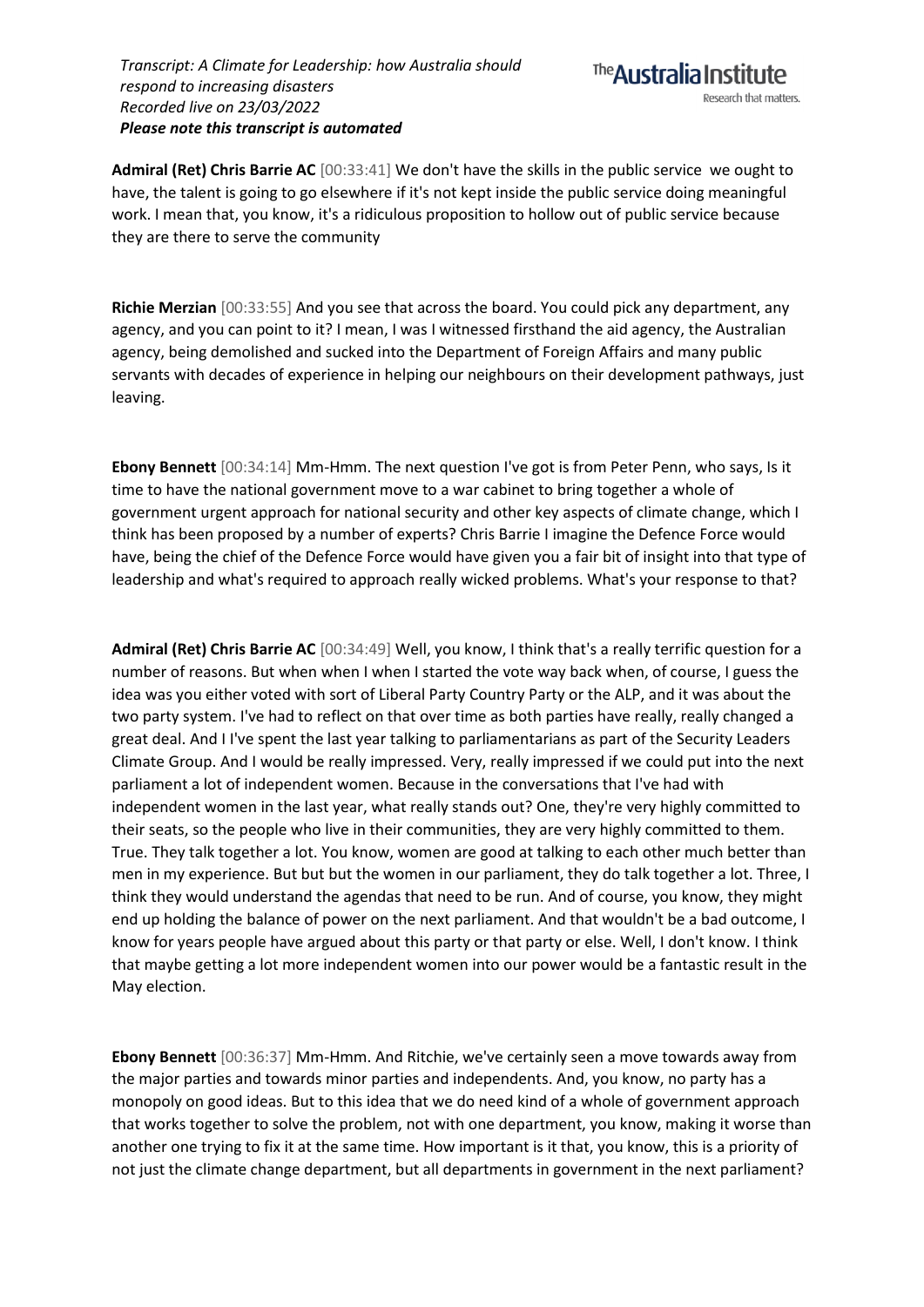**Admiral (Ret) Chris Barrie AC** [00:33:41] We don't have the skills in the public service we ought to have, the talent is going to go elsewhere if it's not kept inside the public service doing meaningful work. I mean that, you know, it's a ridiculous proposition to hollow out of public service because they are there to serve the community

**Richie Merzian** [00:33:55] And you see that across the board. You could pick any department, any agency, and you can point to it? I mean, I was I witnessed firsthand the aid agency, the Australian agency, being demolished and sucked into the Department of Foreign Affairs and many public servants with decades of experience in helping our neighbours on their development pathways, just leaving.

**Ebony Bennett** [00:34:14] Mm-Hmm. The next question I've got is from Peter Penn, who says, Is it time to have the national government move to a war cabinet to bring together a whole of government urgent approach for national security and other key aspects of climate change, which I think has been proposed by a number of experts? Chris Barrie I imagine the Defence Force would have, being the chief of the Defence Force would have given you a fair bit of insight into that type of leadership and what's required to approach really wicked problems. What's your response to that?

**Admiral (Ret) Chris Barrie AC** [00:34:49] Well, you know, I think that's a really terrific question for a number of reasons. But when when I when I started the vote way back when, of course, I guess the idea was you either voted with sort of Liberal Party Country Party or the ALP, and it was about the two party system. I've had to reflect on that over time as both parties have really, really changed a great deal. And I I've spent the last year talking to parliamentarians as part of the Security Leaders Climate Group. And I would be really impressed. Very, really impressed if we could put into the next parliament a lot of independent women. Because in the conversations that I've had with independent women in the last year, what really stands out? One, they're very highly committed to their seats, so the people who live in their communities, they are very highly committed to them. True. They talk together a lot. You know, women are good at talking to each other much better than men in my experience. But but but the women in our parliament, they do talk together a lot. Three, I think they would understand the agendas that need to be run. And of course, you know, they might end up holding the balance of power on the next parliament. And that wouldn't be a bad outcome, I know for years people have argued about this party or that party or else. Well, I don't know. I think that maybe getting a lot more independent women into our power would be a fantastic result in the May election.

**Ebony Bennett** [00:36:37] Mm-Hmm. And Ritchie, we've certainly seen a move towards away from the major parties and towards minor parties and independents. And, you know, no party has a monopoly on good ideas. But to this idea that we do need kind of a whole of government approach that works together to solve the problem, not with one department, you know, making it worse than another one trying to fix it at the same time. How important is it that, you know, this is a priority of not just the climate change department, but all departments in government in the next parliament?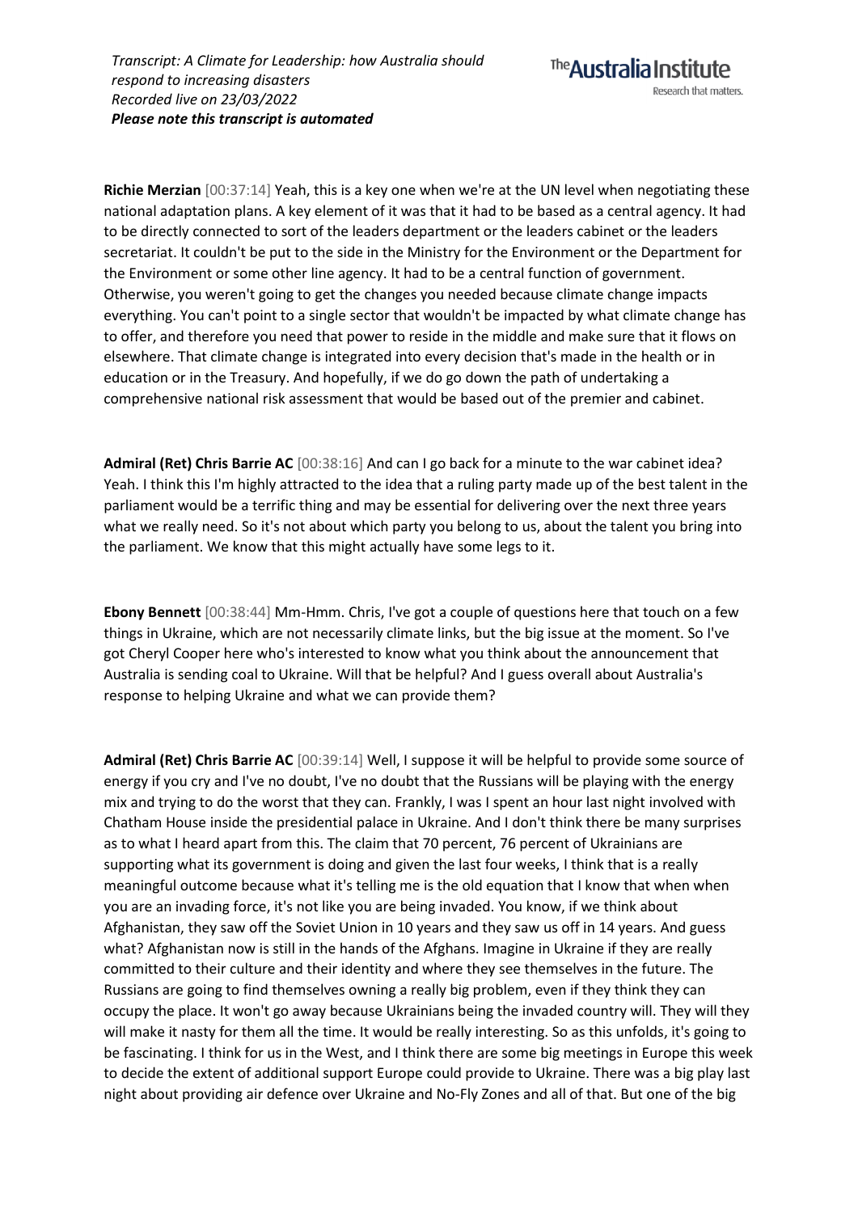**Richie Merzian** [00:37:14] Yeah, this is a key one when we're at the UN level when negotiating these national adaptation plans. A key element of it was that it had to be based as a central agency. It had to be directly connected to sort of the leaders department or the leaders cabinet or the leaders secretariat. It couldn't be put to the side in the Ministry for the Environment or the Department for the Environment or some other line agency. It had to be a central function of government. Otherwise, you weren't going to get the changes you needed because climate change impacts everything. You can't point to a single sector that wouldn't be impacted by what climate change has to offer, and therefore you need that power to reside in the middle and make sure that it flows on elsewhere. That climate change is integrated into every decision that's made in the health or in education or in the Treasury. And hopefully, if we do go down the path of undertaking a comprehensive national risk assessment that would be based out of the premier and cabinet.

**Admiral (Ret) Chris Barrie AC** [00:38:16] And can I go back for a minute to the war cabinet idea? Yeah. I think this I'm highly attracted to the idea that a ruling party made up of the best talent in the parliament would be a terrific thing and may be essential for delivering over the next three years what we really need. So it's not about which party you belong to us, about the talent you bring into the parliament. We know that this might actually have some legs to it.

**Ebony Bennett** [00:38:44] Mm-Hmm. Chris, I've got a couple of questions here that touch on a few things in Ukraine, which are not necessarily climate links, but the big issue at the moment. So I've got Cheryl Cooper here who's interested to know what you think about the announcement that Australia is sending coal to Ukraine. Will that be helpful? And I guess overall about Australia's response to helping Ukraine and what we can provide them?

**Admiral (Ret) Chris Barrie AC** [00:39:14] Well, I suppose it will be helpful to provide some source of energy if you cry and I've no doubt, I've no doubt that the Russians will be playing with the energy mix and trying to do the worst that they can. Frankly, I was I spent an hour last night involved with Chatham House inside the presidential palace in Ukraine. And I don't think there be many surprises as to what I heard apart from this. The claim that 70 percent, 76 percent of Ukrainians are supporting what its government is doing and given the last four weeks, I think that is a really meaningful outcome because what it's telling me is the old equation that I know that when when you are an invading force, it's not like you are being invaded. You know, if we think about Afghanistan, they saw off the Soviet Union in 10 years and they saw us off in 14 years. And guess what? Afghanistan now is still in the hands of the Afghans. Imagine in Ukraine if they are really committed to their culture and their identity and where they see themselves in the future. The Russians are going to find themselves owning a really big problem, even if they think they can occupy the place. It won't go away because Ukrainians being the invaded country will. They will they will make it nasty for them all the time. It would be really interesting. So as this unfolds, it's going to be fascinating. I think for us in the West, and I think there are some big meetings in Europe this week to decide the extent of additional support Europe could provide to Ukraine. There was a big play last night about providing air defence over Ukraine and No-Fly Zones and all of that. But one of the big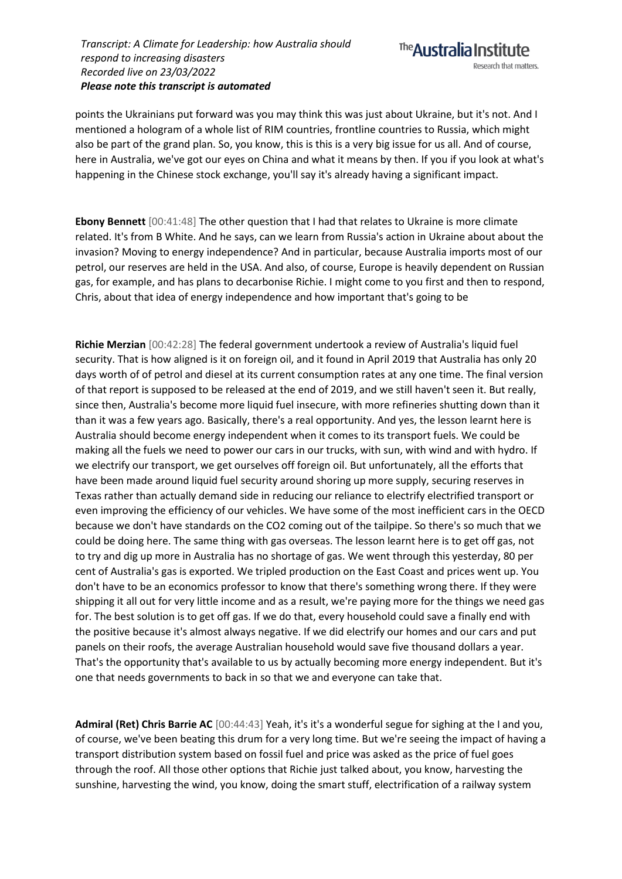points the Ukrainians put forward was you may think this was just about Ukraine, but it's not. And I mentioned a hologram of a whole list of RIM countries, frontline countries to Russia, which might also be part of the grand plan. So, you know, this is this is a very big issue for us all. And of course, here in Australia, we've got our eyes on China and what it means by then. If you if you look at what's happening in the Chinese stock exchange, you'll say it's already having a significant impact.

**Ebony Bennett** [00:41:48] The other question that I had that relates to Ukraine is more climate related. It's from B White. And he says, can we learn from Russia's action in Ukraine about about the invasion? Moving to energy independence? And in particular, because Australia imports most of our petrol, our reserves are held in the USA. And also, of course, Europe is heavily dependent on Russian gas, for example, and has plans to decarbonise Richie. I might come to you first and then to respond, Chris, about that idea of energy independence and how important that's going to be

**Richie Merzian** [00:42:28] The federal government undertook a review of Australia's liquid fuel security. That is how aligned is it on foreign oil, and it found in April 2019 that Australia has only 20 days worth of of petrol and diesel at its current consumption rates at any one time. The final version of that report is supposed to be released at the end of 2019, and we still haven't seen it. But really, since then, Australia's become more liquid fuel insecure, with more refineries shutting down than it than it was a few years ago. Basically, there's a real opportunity. And yes, the lesson learnt here is Australia should become energy independent when it comes to its transport fuels. We could be making all the fuels we need to power our cars in our trucks, with sun, with wind and with hydro. If we electrify our transport, we get ourselves off foreign oil. But unfortunately, all the efforts that have been made around liquid fuel security around shoring up more supply, securing reserves in Texas rather than actually demand side in reducing our reliance to electrify electrified transport or even improving the efficiency of our vehicles. We have some of the most inefficient cars in the OECD because we don't have standards on the CO2 coming out of the tailpipe. So there's so much that we could be doing here. The same thing with gas overseas. The lesson learnt here is to get off gas, not to try and dig up more in Australia has no shortage of gas. We went through this yesterday, 80 per cent of Australia's gas is exported. We tripled production on the East Coast and prices went up. You don't have to be an economics professor to know that there's something wrong there. If they were shipping it all out for very little income and as a result, we're paying more for the things we need gas for. The best solution is to get off gas. If we do that, every household could save a finally end with the positive because it's almost always negative. If we did electrify our homes and our cars and put panels on their roofs, the average Australian household would save five thousand dollars a year. That's the opportunity that's available to us by actually becoming more energy independent. But it's one that needs governments to back in so that we and everyone can take that.

**Admiral (Ret) Chris Barrie AC** [00:44:43] Yeah, it's it's a wonderful segue for sighing at the I and you, of course, we've been beating this drum for a very long time. But we're seeing the impact of having a transport distribution system based on fossil fuel and price was asked as the price of fuel goes through the roof. All those other options that Richie just talked about, you know, harvesting the sunshine, harvesting the wind, you know, doing the smart stuff, electrification of a railway system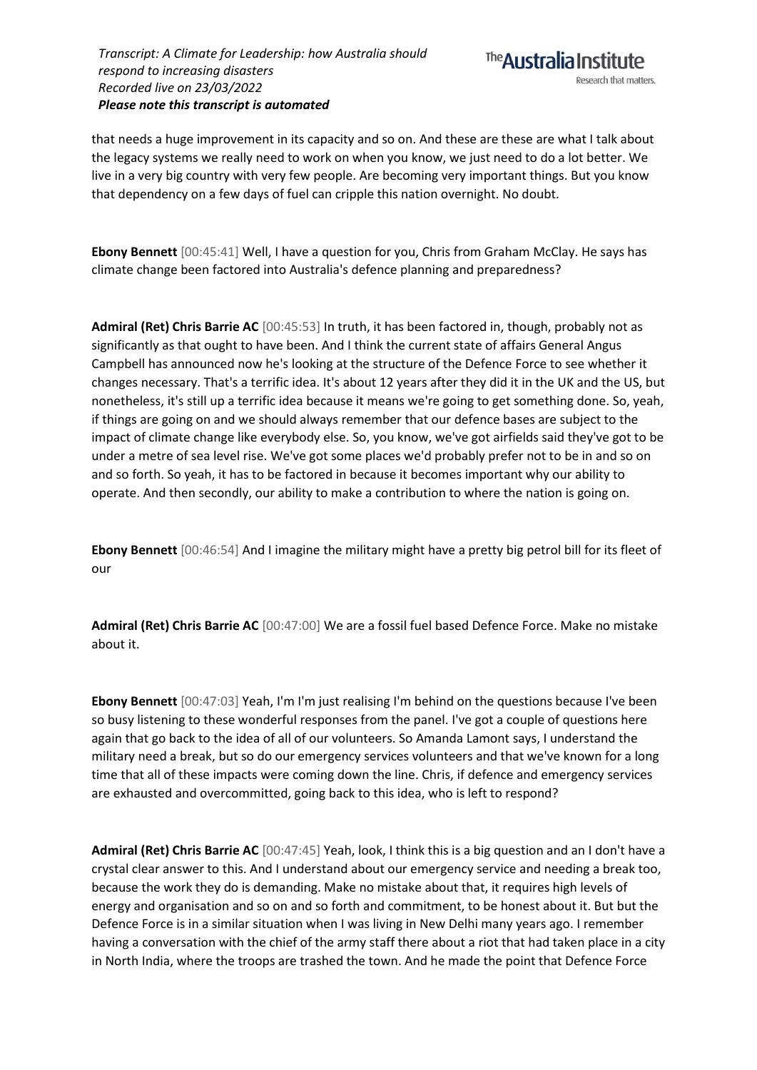that needs a huge improvement in its capacity and so on. And these are these are what I talk about the legacy systems we really need to work on when you know, we just need to do a lot better. We live in a very big country with very few people. Are becoming very important things. But you know that dependency on a few days of fuel can cripple this nation overnight. No doubt.

**Ebony Bennett** [00:45:41] Well, I have a question for you, Chris from Graham McClay. He says has climate change been factored into Australia's defence planning and preparedness?

**Admiral (Ret) Chris Barrie AC** [00:45:53] In truth, it has been factored in, though, probably not as significantly as that ought to have been. And I think the current state of affairs General Angus Campbell has announced now he's looking at the structure of the Defence Force to see whether it changes necessary. That's a terrific idea. It's about 12 years after they did it in the UK and the US, but nonetheless, it's still up a terrific idea because it means we're going to get something done. So, yeah, if things are going on and we should always remember that our defence bases are subject to the impact of climate change like everybody else. So, you know, we've got airfields said they've got to be under a metre of sea level rise. We've got some places we'd probably prefer not to be in and so on and so forth. So yeah, it has to be factored in because it becomes important why our ability to operate. And then secondly, our ability to make a contribution to where the nation is going on.

**Ebony Bennett** [00:46:54] And I imagine the military might have a pretty big petrol bill for its fleet of our

**Admiral (Ret) Chris Barrie AC** [00:47:00] We are a fossil fuel based Defence Force. Make no mistake about it.

**Ebony Bennett** [00:47:03] Yeah, I'm I'm just realising I'm behind on the questions because I've been so busy listening to these wonderful responses from the panel. I've got a couple of questions here again that go back to the idea of all of our volunteers. So Amanda Lamont says, I understand the military need a break, but so do our emergency services volunteers and that we've known for a long time that all of these impacts were coming down the line. Chris, if defence and emergency services are exhausted and overcommitted, going back to this idea, who is left to respond?

**Admiral (Ret) Chris Barrie AC** [00:47:45] Yeah, look, I think this is a big question and an I don't have a crystal clear answer to this. And I understand about our emergency service and needing a break too, because the work they do is demanding. Make no mistake about that, it requires high levels of energy and organisation and so on and so forth and commitment, to be honest about it. But but the Defence Force is in a similar situation when I was living in New Delhi many years ago. I remember having a conversation with the chief of the army staff there about a riot that had taken place in a city in North India, where the troops are trashed the town. And he made the point that Defence Force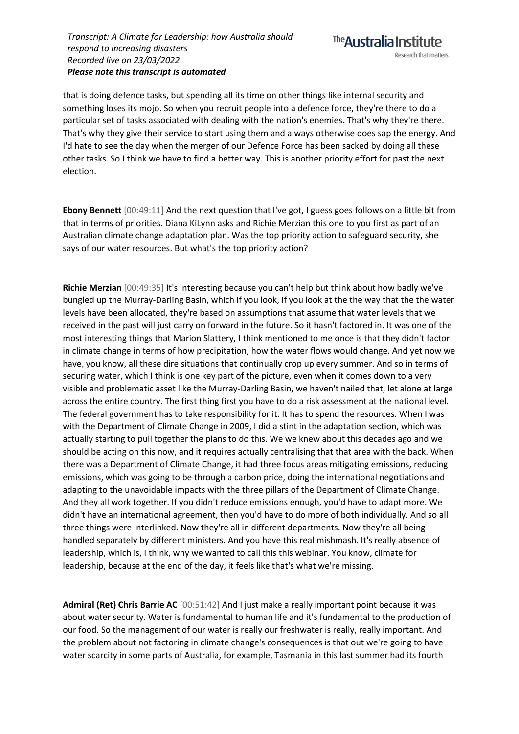that is doing defence tasks, but spending all its time on other things like internal security and something loses its mojo. So when you recruit people into a defence force, they're there to do a particular set of tasks associated with dealing with the nation's enemies. That's why they're there. That's why they give their service to start using them and always otherwise does sap the energy. And I'd hate to see the day when the merger of our Defence Force has been sacked by doing all these other tasks. So I think we have to find a better way. This is another priority effort for past the next election.

**Ebony Bennett** [00:49:11] And the next question that I've got, I guess goes follows on a little bit from that in terms of priorities. Diana KiLynn asks and Richie Merzian this one to you first as part of an Australian climate change adaptation plan. Was the top priority action to safeguard security, she says of our water resources. But what's the top priority action?

**Richie Merzian** [00:49:35] It's interesting because you can't help but think about how badly we've bungled up the Murray-Darling Basin, which if you look, if you look at the the way that the the water levels have been allocated, they're based on assumptions that assume that water levels that we received in the past will just carry on forward in the future. So it hasn't factored in. It was one of the most interesting things that Marion Slattery, I think mentioned to me once is that they didn't factor in climate change in terms of how precipitation, how the water flows would change. And yet now we have, you know, all these dire situations that continually crop up every summer. And so in terms of securing water, which I think is one key part of the picture, even when it comes down to a very visible and problematic asset like the Murray-Darling Basin, we haven't nailed that, let alone at large across the entire country. The first thing first you have to do a risk assessment at the national level. The federal government has to take responsibility for it. It has to spend the resources. When I was with the Department of Climate Change in 2009, I did a stint in the adaptation section, which was actually starting to pull together the plans to do this. We we knew about this decades ago and we should be acting on this now, and it requires actually centralising that that area with the back. When there was a Department of Climate Change, it had three focus areas mitigating emissions, reducing emissions, which was going to be through a carbon price, doing the international negotiations and adapting to the unavoidable impacts with the three pillars of the Department of Climate Change. And they all work together. If you didn't reduce emissions enough, you'd have to adapt more. We didn't have an international agreement, then you'd have to do more of both individually. And so all three things were interlinked. Now they're all in different departments. Now they're all being handled separately by different ministers. And you have this real mishmash. It's really absence of leadership, which is, I think, why we wanted to call this this webinar. You know, climate for leadership, because at the end of the day, it feels like that's what we're missing.

**Admiral (Ret) Chris Barrie AC** [00:51:42] And I just make a really important point because it was about water security. Water is fundamental to human life and it's fundamental to the production of our food. So the management of our water is really our freshwater is really, really important. And the problem about not factoring in climate change's consequences is that out we're going to have water scarcity in some parts of Australia, for example, Tasmania in this last summer had its fourth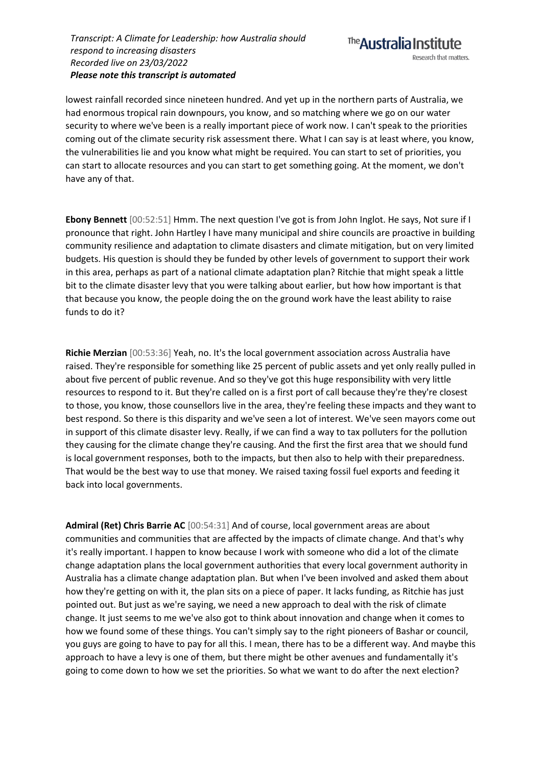lowest rainfall recorded since nineteen hundred. And yet up in the northern parts of Australia, we had enormous tropical rain downpours, you know, and so matching where we go on our water security to where we've been is a really important piece of work now. I can't speak to the priorities coming out of the climate security risk assessment there. What I can say is at least where, you know, the vulnerabilities lie and you know what might be required. You can start to set of priorities, you can start to allocate resources and you can start to get something going. At the moment, we don't have any of that.

**Ebony Bennett** [00:52:51] Hmm. The next question I've got is from John Inglot. He says, Not sure if I pronounce that right. John Hartley I have many municipal and shire councils are proactive in building community resilience and adaptation to climate disasters and climate mitigation, but on very limited budgets. His question is should they be funded by other levels of government to support their work in this area, perhaps as part of a national climate adaptation plan? Ritchie that might speak a little bit to the climate disaster levy that you were talking about earlier, but how how important is that that because you know, the people doing the on the ground work have the least ability to raise funds to do it?

**Richie Merzian** [00:53:36] Yeah, no. It's the local government association across Australia have raised. They're responsible for something like 25 percent of public assets and yet only really pulled in about five percent of public revenue. And so they've got this huge responsibility with very little resources to respond to it. But they're called on is a first port of call because they're they're closest to those, you know, those counsellors live in the area, they're feeling these impacts and they want to best respond. So there is this disparity and we've seen a lot of interest. We've seen mayors come out in support of this climate disaster levy. Really, if we can find a way to tax polluters for the pollution they causing for the climate change they're causing. And the first the first area that we should fund is local government responses, both to the impacts, but then also to help with their preparedness. That would be the best way to use that money. We raised taxing fossil fuel exports and feeding it back into local governments.

**Admiral (Ret) Chris Barrie AC** [00:54:31] And of course, local government areas are about communities and communities that are affected by the impacts of climate change. And that's why it's really important. I happen to know because I work with someone who did a lot of the climate change adaptation plans the local government authorities that every local government authority in Australia has a climate change adaptation plan. But when I've been involved and asked them about how they're getting on with it, the plan sits on a piece of paper. It lacks funding, as Ritchie has just pointed out. But just as we're saying, we need a new approach to deal with the risk of climate change. It just seems to me we've also got to think about innovation and change when it comes to how we found some of these things. You can't simply say to the right pioneers of Bashar or council, you guys are going to have to pay for all this. I mean, there has to be a different way. And maybe this approach to have a levy is one of them, but there might be other avenues and fundamentally it's going to come down to how we set the priorities. So what we want to do after the next election?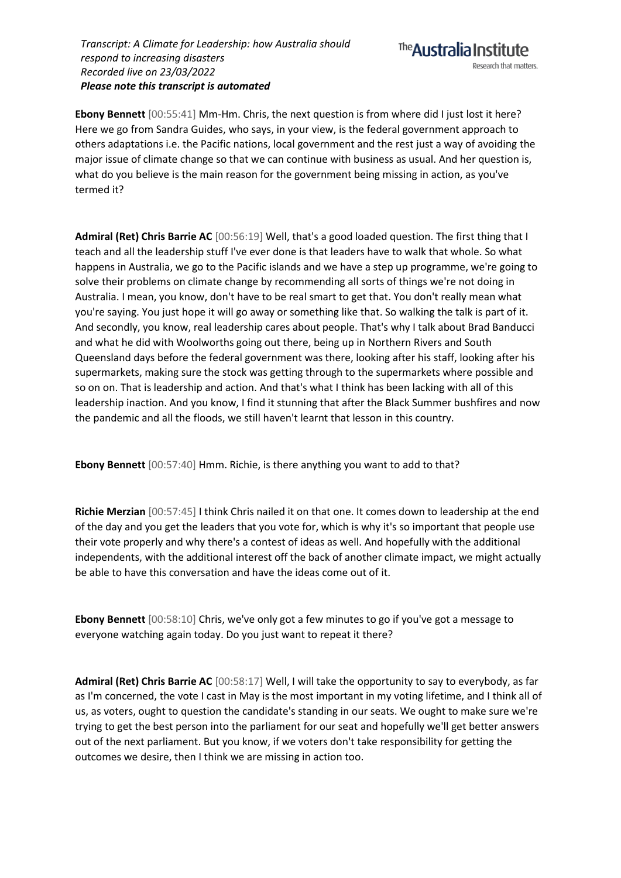**Ebony Bennett** [00:55:41] Mm-Hm. Chris, the next question is from where did I just lost it here? Here we go from Sandra Guides, who says, in your view, is the federal government approach to others adaptations i.e. the Pacific nations, local government and the rest just a way of avoiding the major issue of climate change so that we can continue with business as usual. And her question is, what do you believe is the main reason for the government being missing in action, as you've termed it?

**Admiral (Ret) Chris Barrie AC** [00:56:19] Well, that's a good loaded question. The first thing that I teach and all the leadership stuff I've ever done is that leaders have to walk that whole. So what happens in Australia, we go to the Pacific islands and we have a step up programme, we're going to solve their problems on climate change by recommending all sorts of things we're not doing in Australia. I mean, you know, don't have to be real smart to get that. You don't really mean what you're saying. You just hope it will go away or something like that. So walking the talk is part of it. And secondly, you know, real leadership cares about people. That's why I talk about Brad Banducci and what he did with Woolworths going out there, being up in Northern Rivers and South Queensland days before the federal government was there, looking after his staff, looking after his supermarkets, making sure the stock was getting through to the supermarkets where possible and so on on. That is leadership and action. And that's what I think has been lacking with all of this leadership inaction. And you know, I find it stunning that after the Black Summer bushfires and now the pandemic and all the floods, we still haven't learnt that lesson in this country.

**Ebony Bennett** [00:57:40] Hmm. Richie, is there anything you want to add to that?

**Richie Merzian** [00:57:45] I think Chris nailed it on that one. It comes down to leadership at the end of the day and you get the leaders that you vote for, which is why it's so important that people use their vote properly and why there's a contest of ideas as well. And hopefully with the additional independents, with the additional interest off the back of another climate impact, we might actually be able to have this conversation and have the ideas come out of it.

**Ebony Bennett** [00:58:10] Chris, we've only got a few minutes to go if you've got a message to everyone watching again today. Do you just want to repeat it there?

**Admiral (Ret) Chris Barrie AC** [00:58:17] Well, I will take the opportunity to say to everybody, as far as I'm concerned, the vote I cast in May is the most important in my voting lifetime, and I think all of us, as voters, ought to question the candidate's standing in our seats. We ought to make sure we're trying to get the best person into the parliament for our seat and hopefully we'll get better answers out of the next parliament. But you know, if we voters don't take responsibility for getting the outcomes we desire, then I think we are missing in action too.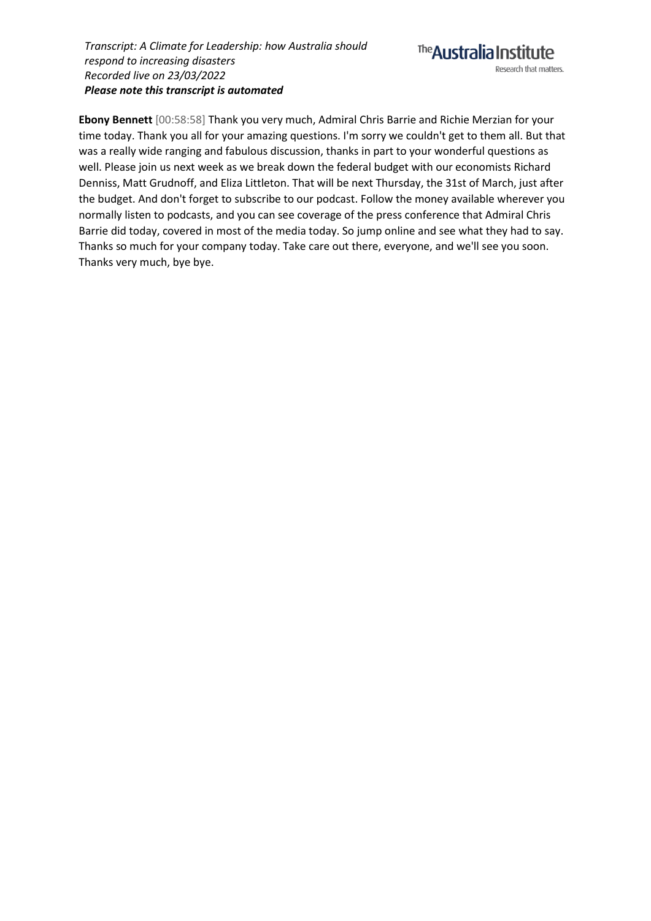**Ebony Bennett** [00:58:58] Thank you very much, Admiral Chris Barrie and Richie Merzian for your time today. Thank you all for your amazing questions. I'm sorry we couldn't get to them all. But that was a really wide ranging and fabulous discussion, thanks in part to your wonderful questions as well. Please join us next week as we break down the federal budget with our economists Richard Denniss, Matt Grudnoff, and Eliza Littleton. That will be next Thursday, the 31st of March, just after the budget. And don't forget to subscribe to our podcast. Follow the money available wherever you normally listen to podcasts, and you can see coverage of the press conference that Admiral Chris Barrie did today, covered in most of the media today. So jump online and see what they had to say. Thanks so much for your company today. Take care out there, everyone, and we'll see you soon. Thanks very much, bye bye.